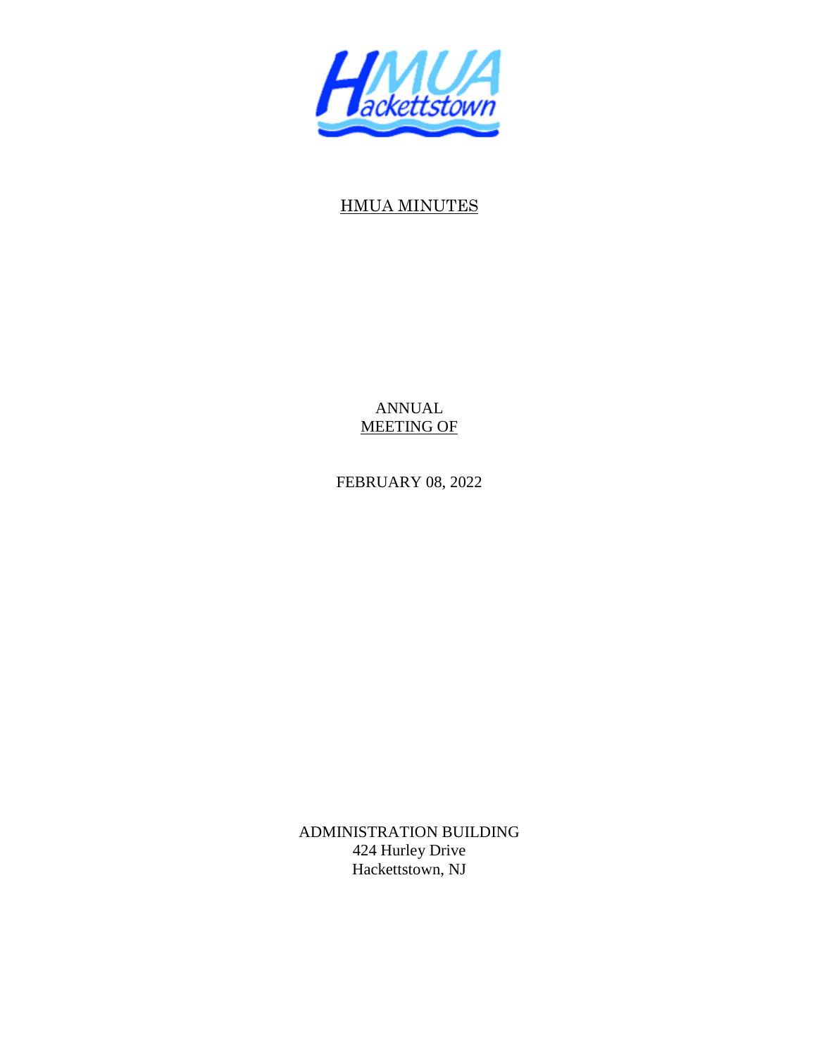# HMUA MINUTES

ANNUAL
MEETING OF

FEBRUARY 08, 2022

ADMINISTRATION BUILDING
424 Hurley Drive
Hackettstown, NJ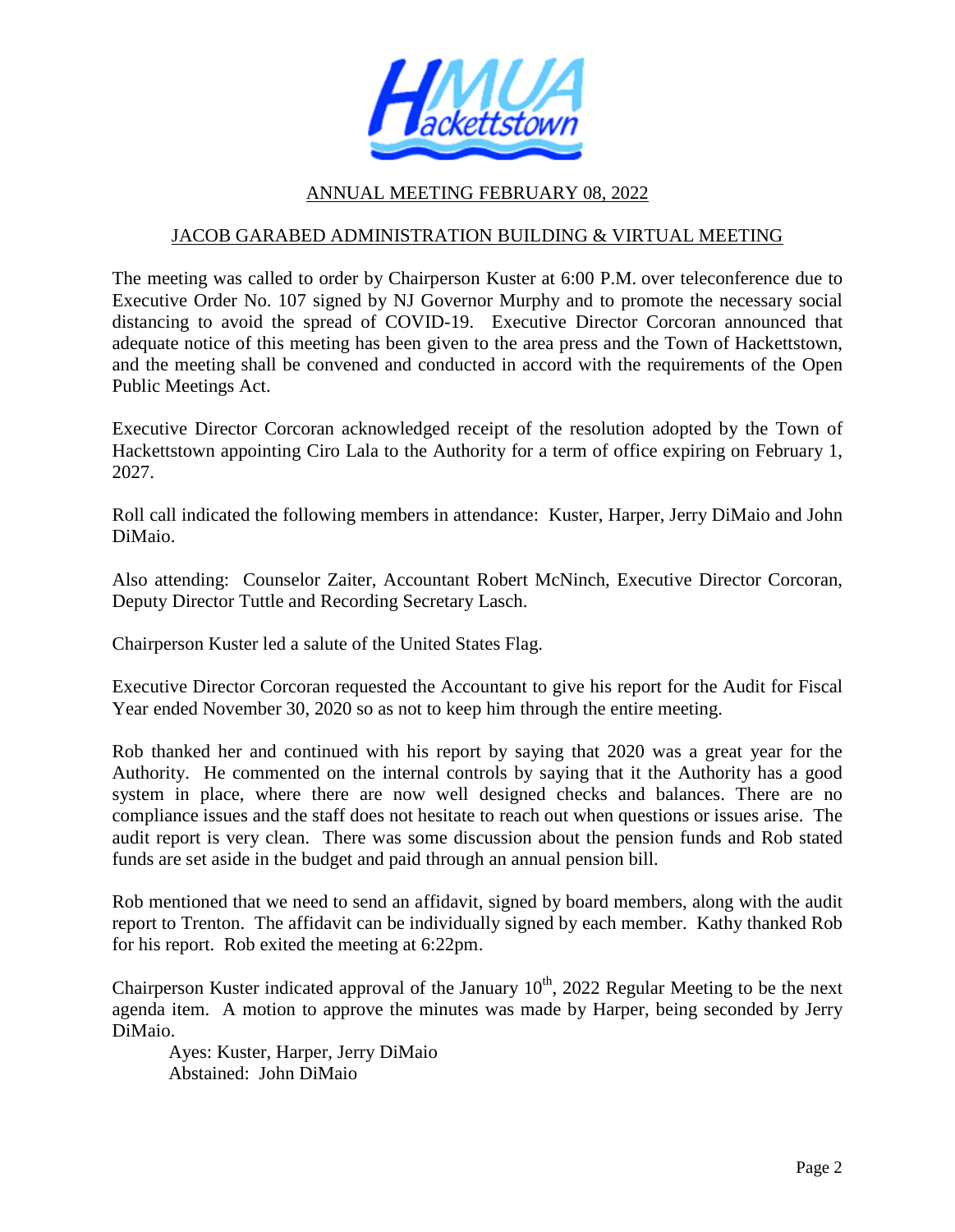## ANNUAL MEETING FEBRUARY 08, 2022

## JACOB GARABED ADMINISTRATION BUILDING & VIRTUAL MEETING

The meeting was called to order by Chairperson Kuster at 6:00 P.M. over teleconference due to Executive Order No. 107 signed by NJ Governor Murphy and to promote the necessary social distancing to avoid the spread of COVID-19. Executive Director Corcoran announced that adequate notice of this meeting has been given to the area press and the Town of Hackettstown, and the meeting shall be convened and conducted in accord with the requirements of the Open Public Meetings Act.

Executive Director Corcoran acknowledged receipt of the resolution adopted by the Town of Hackettstown appointing Ciro Lala to the Authority for a term of office expiring on February 1, 2027.

Roll call indicated the following members in attendance: Kuster, Harper, Jerry DiMaio and John DiMaio.

Also attending: Counselor Zaiter, Accountant Robert McNinch, Executive Director Corcoran, Deputy Director Tuttle and Recording Secretary Lasch.

Chairperson Kuster led a salute of the United States Flag.

Executive Director Corcoran requested the Accountant to give his report for the Audit for Fiscal Year ended November 30, 2020 so as not to keep him through the entire meeting.

Rob thanked her and continued with his report by saying that 2020 was a great year for the Authority. He commented on the internal controls by saying that it the Authority has a good system in place, where there are now well designed checks and balances. There are no compliance issues and the staff does not hesitate to reach out when questions or issues arise. The audit report is very clean. There was some discussion about the pension funds and Rob stated funds are set aside in the budget and paid through an annual pension bill.

Rob mentioned that we need to send an affidavit, signed by board members, along with the audit report to Trenton. The affidavit can be individually signed by each member. Kathy thanked Rob for his report. Rob exited the meeting at 6:22pm.

Chairperson Kuster indicated approval of the January 10th, 2022 Regular Meeting to be the next agenda item. A motion to approve the minutes was made by Harper, being seconded by Jerry DiMaio.

Ayes: Kuster, Harper, Jerry DiMaio
Abstained: John DiMaio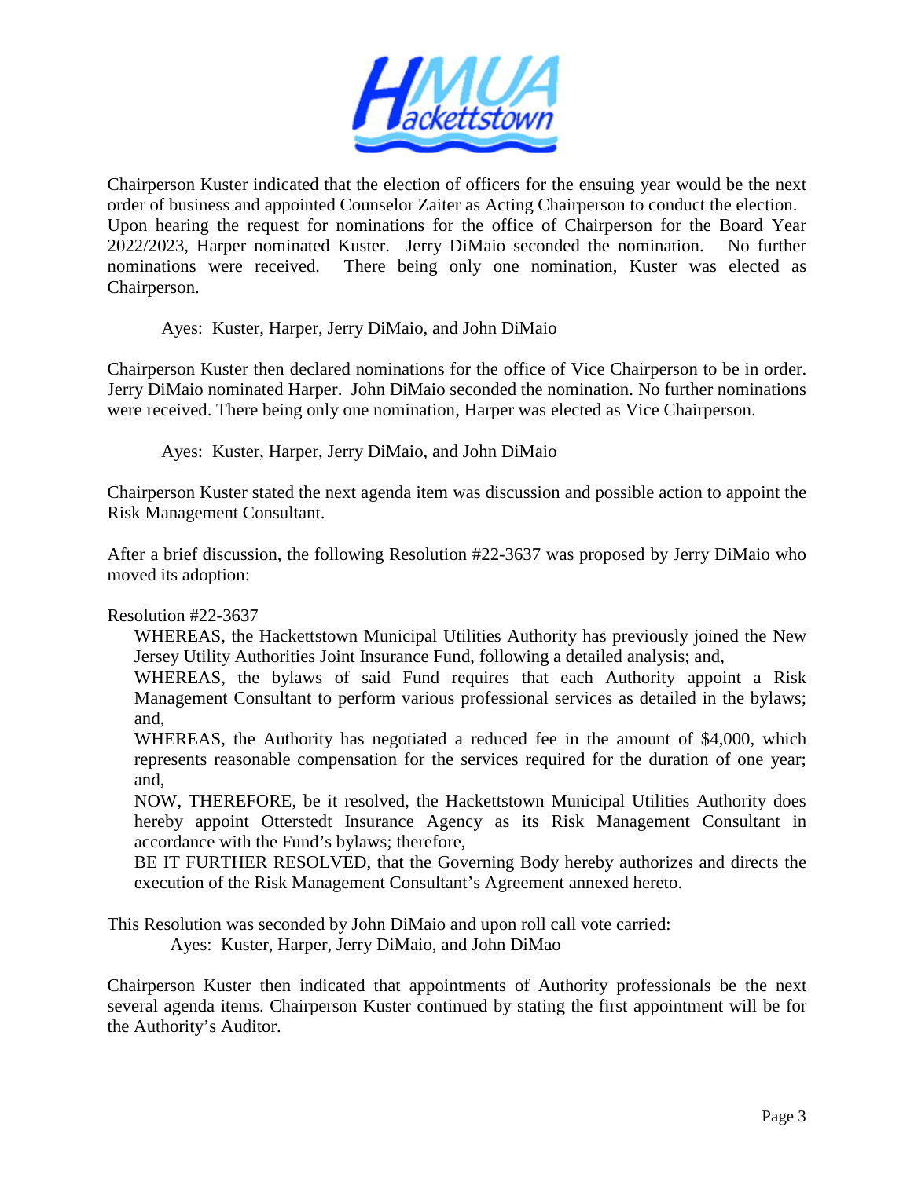Chairperson Kuster indicated that the election of officers for the ensuing year would be the next order of business and appointed Counselor Zaiter as Acting Chairperson to conduct the election. Upon hearing the request for nominations for the office of Chairperson for the Board Year 2022/2023, Harper nominated Kuster. Jerry DiMaio seconded the nomination. No further nominations were received. There being only one nomination, Kuster was elected as Chairperson.

Ayes: Kuster, Harper, Jerry DiMaio, and John DiMaio

Chairperson Kuster then declared nominations for the office of Vice Chairperson to be in order. Jerry DiMaio nominated Harper. John DiMaio seconded the nomination. No further nominations were received. There being only one nomination, Harper was elected as Vice Chairperson.

Ayes: Kuster, Harper, Jerry DiMaio, and John DiMaio

Chairperson Kuster stated the next agenda item was discussion and possible action to appoint the Risk Management Consultant.

After a brief discussion, the following Resolution #22-3637 was proposed by Jerry DiMaio who moved its adoption:

Resolution #22-3637

WHEREAS, the Hackettstown Municipal Utilities Authority has previously joined the New Jersey Utility Authorities Joint Insurance Fund, following a detailed analysis; and,

WHEREAS, the bylaws of said Fund requires that each Authority appoint a Risk Management Consultant to perform various professional services as detailed in the bylaws; and,

WHEREAS, the Authority has negotiated a reduced fee in the amount of $4,000, which represents reasonable compensation for the services required for the duration of one year; and,

NOW, THEREFORE, be it resolved, the Hackettstown Municipal Utilities Authority does hereby appoint Otterstedt Insurance Agency as its Risk Management Consultant in accordance with the Fund's bylaws; therefore,

BE IT FURTHER RESOLVED, that the Governing Body hereby authorizes and directs the execution of the Risk Management Consultant's Agreement annexed hereto.

This Resolution was seconded by John DiMaio and upon roll call vote carried:

Ayes: Kuster, Harper, Jerry DiMaio, and John DiMao

Chairperson Kuster then indicated that appointments of Authority professionals be the next several agenda items. Chairperson Kuster continued by stating the first appointment will be for the Authority's Auditor.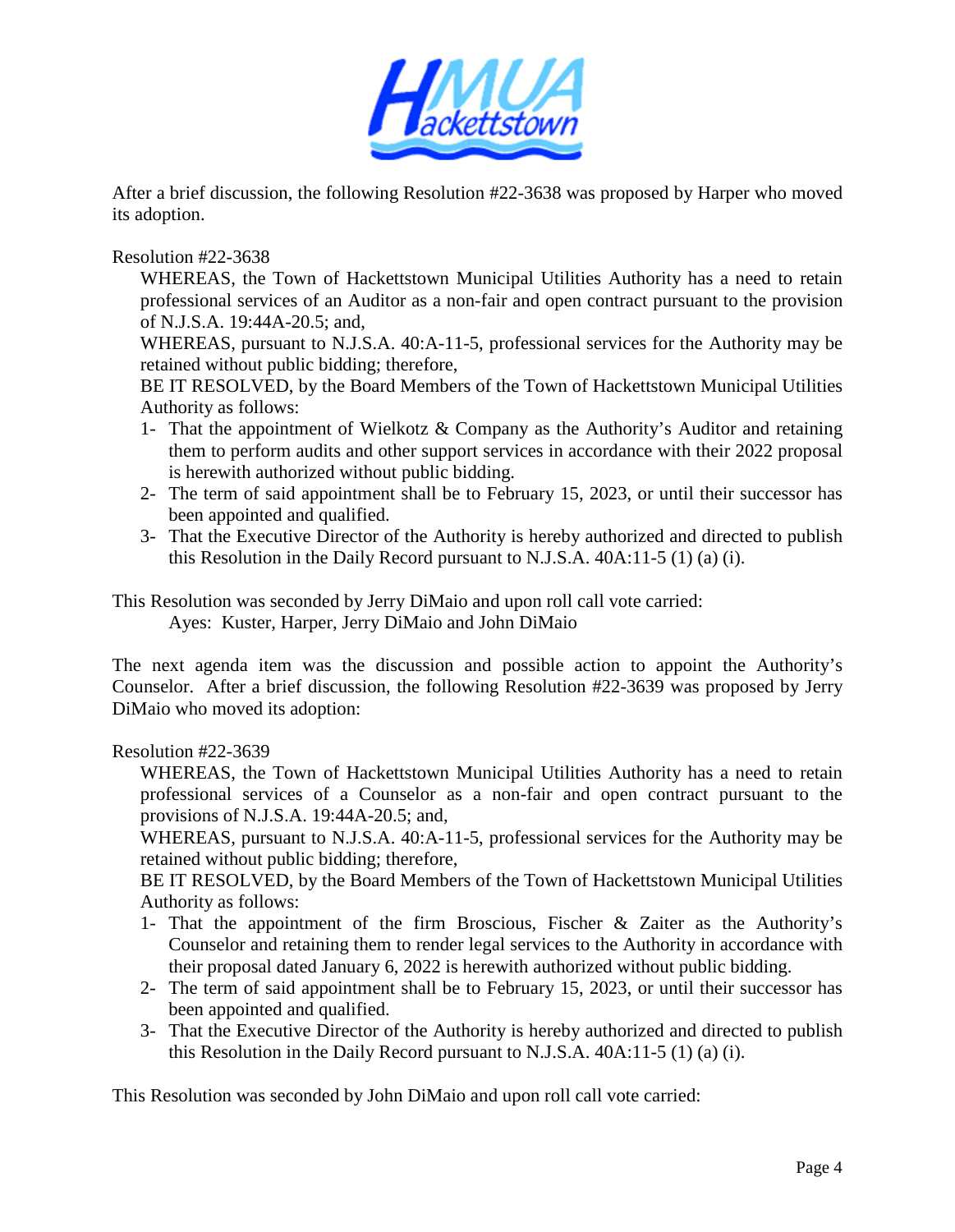After a brief discussion, the following Resolution #22-3638 was proposed by Harper who moved its adoption.

Resolution #22-3638

WHEREAS, the Town of Hackettstown Municipal Utilities Authority has a need to retain professional services of an Auditor as a non-fair and open contract pursuant to the provision of N.J.S.A. 19:44A-20.5; and,

WHEREAS, pursuant to N.J.S.A. 40:A-11-5, professional services for the Authority may be retained without public bidding; therefore,

BE IT RESOLVED, by the Board Members of the Town of Hackettstown Municipal Utilities Authority as follows:

1- That the appointment of Wielkotz & Company as the Authority's Auditor and retaining them to perform audits and other support services in accordance with their 2022 proposal is herewith authorized without public bidding.
2- The term of said appointment shall be to February 15, 2023, or until their successor has been appointed and qualified.
3- That the Executive Director of the Authority is hereby authorized and directed to publish this Resolution in the Daily Record pursuant to N.J.S.A. 40A:11-5 (1) (a) (i).

This Resolution was seconded by Jerry DiMaio and upon roll call vote carried:

Ayes: Kuster, Harper, Jerry DiMaio and John DiMaio

The next agenda item was the discussion and possible action to appoint the Authority's Counselor. After a brief discussion, the following Resolution #22-3639 was proposed by Jerry DiMaio who moved its adoption:

Resolution #22-3639

WHEREAS, the Town of Hackettstown Municipal Utilities Authority has a need to retain professional services of a Counselor as a non-fair and open contract pursuant to the provisions of N.J.S.A. 19:44A-20.5; and,

WHEREAS, pursuant to N.J.S.A. 40:A-11-5, professional services for the Authority may be retained without public bidding; therefore,

BE IT RESOLVED, by the Board Members of the Town of Hackettstown Municipal Utilities Authority as follows:

1- That the appointment of the firm Broscious, Fischer & Zaiter as the Authority's Counselor and retaining them to render legal services to the Authority in accordance with their proposal dated January 6, 2022 is herewith authorized without public bidding.
2- The term of said appointment shall be to February 15, 2023, or until their successor has been appointed and qualified.
3- That the Executive Director of the Authority is hereby authorized and directed to publish this Resolution in the Daily Record pursuant to N.J.S.A. 40A:11-5 (1) (a) (i).

This Resolution was seconded by John DiMaio and upon roll call vote carried: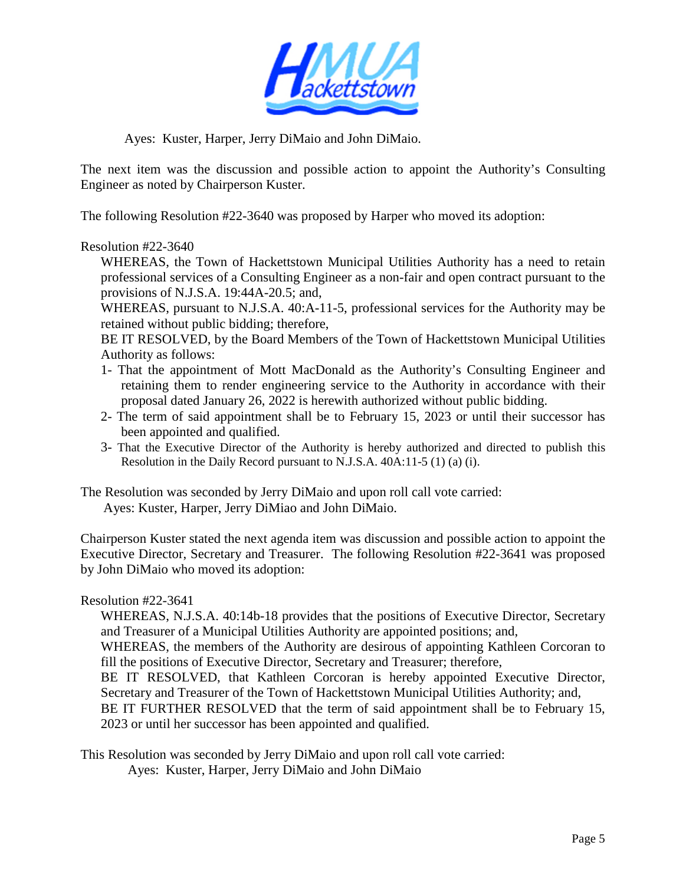Ayes: Kuster, Harper, Jerry DiMaio and John DiMaio.

The next item was the discussion and possible action to appoint the Authority's Consulting Engineer as noted by Chairperson Kuster.

The following Resolution #22-3640 was proposed by Harper who moved its adoption:

Resolution #22-3640

WHEREAS, the Town of Hackettstown Municipal Utilities Authority has a need to retain professional services of a Consulting Engineer as a non-fair and open contract pursuant to the provisions of N.J.S.A. 19:44A-20.5; and,

WHEREAS, pursuant to N.J.S.A. 40:A-11-5, professional services for the Authority may be retained without public bidding; therefore,

BE IT RESOLVED, by the Board Members of the Town of Hackettstown Municipal Utilities Authority as follows:

1- That the appointment of Mott MacDonald as the Authority's Consulting Engineer and retaining them to render engineering service to the Authority in accordance with their proposal dated January 26, 2022 is herewith authorized without public bidding.
2- The term of said appointment shall be to February 15, 2023 or until their successor has been appointed and qualified.
3- That the Executive Director of the Authority is hereby authorized and directed to publish this Resolution in the Daily Record pursuant to N.J.S.A. 40A:11-5 (1) (a) (i).

The Resolution was seconded by Jerry DiMaio and upon roll call vote carried:
Ayes: Kuster, Harper, Jerry DiMiao and John DiMaio.

Chairperson Kuster stated the next agenda item was discussion and possible action to appoint the Executive Director, Secretary and Treasurer. The following Resolution #22-3641 was proposed by John DiMaio who moved its adoption:

Resolution #22-3641

WHEREAS, N.J.S.A. 40:14b-18 provides that the positions of Executive Director, Secretary and Treasurer of a Municipal Utilities Authority are appointed positions; and,

WHEREAS, the members of the Authority are desirous of appointing Kathleen Corcoran to fill the positions of Executive Director, Secretary and Treasurer; therefore,

BE IT RESOLVED, that Kathleen Corcoran is hereby appointed Executive Director, Secretary and Treasurer of the Town of Hackettstown Municipal Utilities Authority; and,

BE IT FURTHER RESOLVED that the term of said appointment shall be to February 15, 2023 or until her successor has been appointed and qualified.

This Resolution was seconded by Jerry DiMaio and upon roll call vote carried:
Ayes: Kuster, Harper, Jerry DiMaio and John DiMaio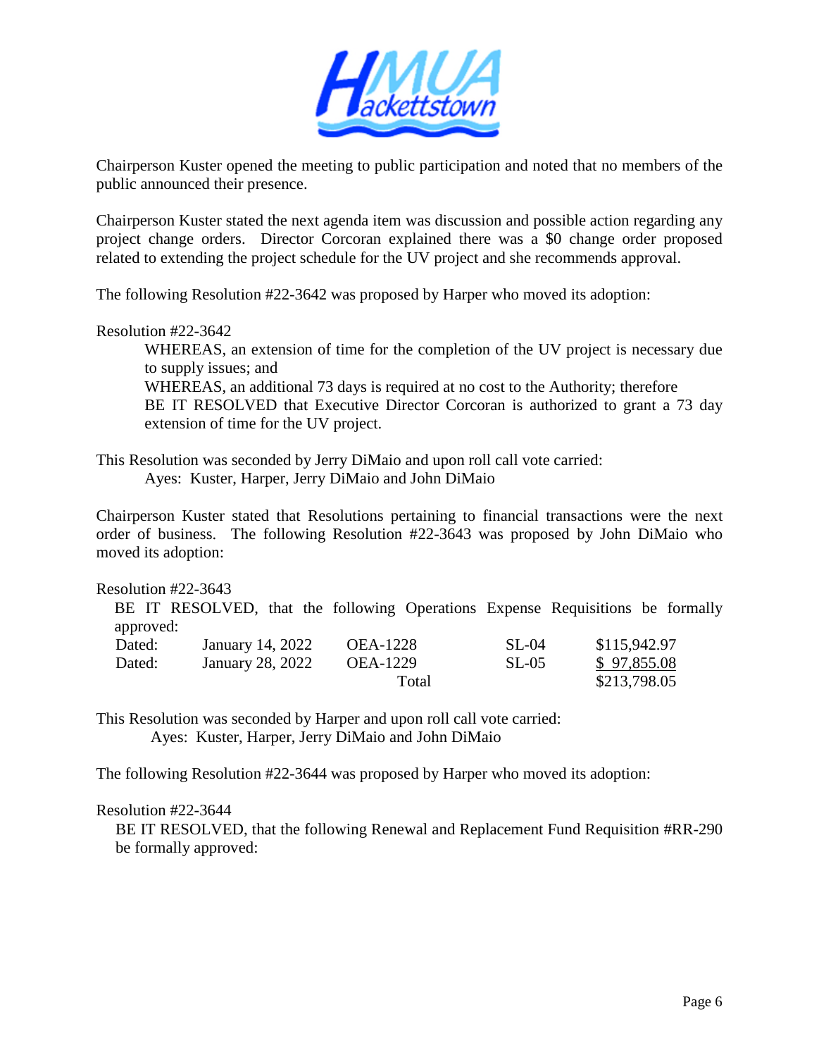Chairperson Kuster opened the meeting to public participation and noted that no members of the public announced their presence.

Chairperson Kuster stated the next agenda item was discussion and possible action regarding any project change orders. Director Corcoran explained there was a $0 change order proposed related to extending the project schedule for the UV project and she recommends approval.

The following Resolution #22-3642 was proposed by Harper who moved its adoption:

Resolution #22-3642

> WHEREAS, an extension of time for the completion of the UV project is necessary due to supply issues; and
> WHEREAS, an additional 73 days is required at no cost to the Authority; therefore
> BE IT RESOLVED that Executive Director Corcoran is authorized to grant a 73 day extension of time for the UV project.

This Resolution was seconded by Jerry DiMaio and upon roll call vote carried:

> Ayes: Kuster, Harper, Jerry DiMaio and John DiMaio

Chairperson Kuster stated that Resolutions pertaining to financial transactions were the next order of business. The following Resolution #22-3643 was proposed by John DiMaio who moved its adoption:

Resolution #22-3643

BE IT RESOLVED, that the following Operations Expense Requisitions be formally approved:

| | | | | |
|---|---|---|---|---|
| Dated: | January 14, 2022 | OEA-1228 | SL-04 | $115,942.97 |
| Dated: | January 28, 2022 | OEA-1229 | SL-05 | $ 97,855.08 |
| | | Total | | $213,798.05 |

This Resolution was seconded by Harper and upon roll call vote carried:

> Ayes: Kuster, Harper, Jerry DiMaio and John DiMaio

The following Resolution #22-3644 was proposed by Harper who moved its adoption:

Resolution #22-3644

BE IT RESOLVED, that the following Renewal and Replacement Fund Requisition #RR-290 be formally approved: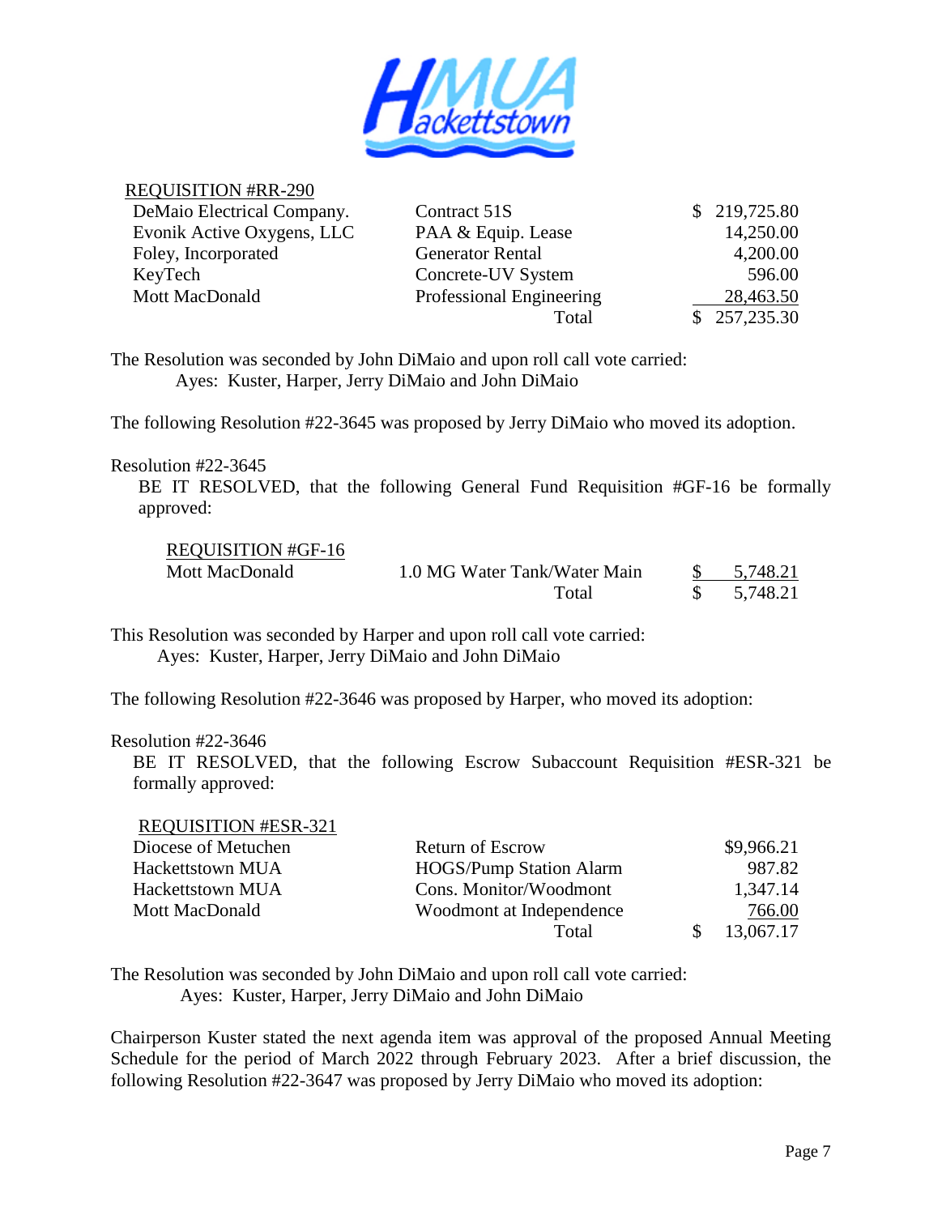REQUISITION #RR-290

| | | |
|---|---|---|
| DeMaio Electrical Company. | Contract 51S | $ 219,725.80 |
| Evonik Active Oxygens, LLC | PAA & Equip. Lease | 14,250.00 |
| Foley, Incorporated | Generator Rental | 4,200.00 |
| KeyTech | Concrete-UV System | 596.00 |
| Mott MacDonald | Professional Engineering | 28,463.50 |
| | Total | $ 257,235.30 |

The Resolution was seconded by John DiMaio and upon roll call vote carried:
Ayes: Kuster, Harper, Jerry DiMaio and John DiMaio

The following Resolution #22-3645 was proposed by Jerry DiMaio who moved its adoption.

Resolution #22-3645
BE IT RESOLVED, that the following General Fund Requisition #GF-16 be formally approved:

REQUISITION #GF-16

| | | |
|---|---|---|
| Mott MacDonald | 1.0 MG Water Tank/Water Main | $ 5,748.21 |
| | Total | $ 5,748.21 |

This Resolution was seconded by Harper and upon roll call vote carried:
Ayes: Kuster, Harper, Jerry DiMaio and John DiMaio

The following Resolution #22-3646 was proposed by Harper, who moved its adoption:

Resolution #22-3646
BE IT RESOLVED, that the following Escrow Subaccount Requisition #ESR-321 be formally approved:

REQUISITION #ESR-321

| | | |
|---|---|---|
| Diocese of Metuchen | Return of Escrow | $9,966.21 |
| Hackettstown MUA | HOGS/Pump Station Alarm | 987.82 |
| Hackettstown MUA | Cons. Monitor/Woodmont | 1,347.14 |
| Mott MacDonald | Woodmont at Independence | 766.00 |
| | Total | $ 13,067.17 |

The Resolution was seconded by John DiMaio and upon roll call vote carried:
Ayes: Kuster, Harper, Jerry DiMaio and John DiMaio

Chairperson Kuster stated the next agenda item was approval of the proposed Annual Meeting Schedule for the period of March 2022 through February 2023. After a brief discussion, the following Resolution #22-3647 was proposed by Jerry DiMaio who moved its adoption: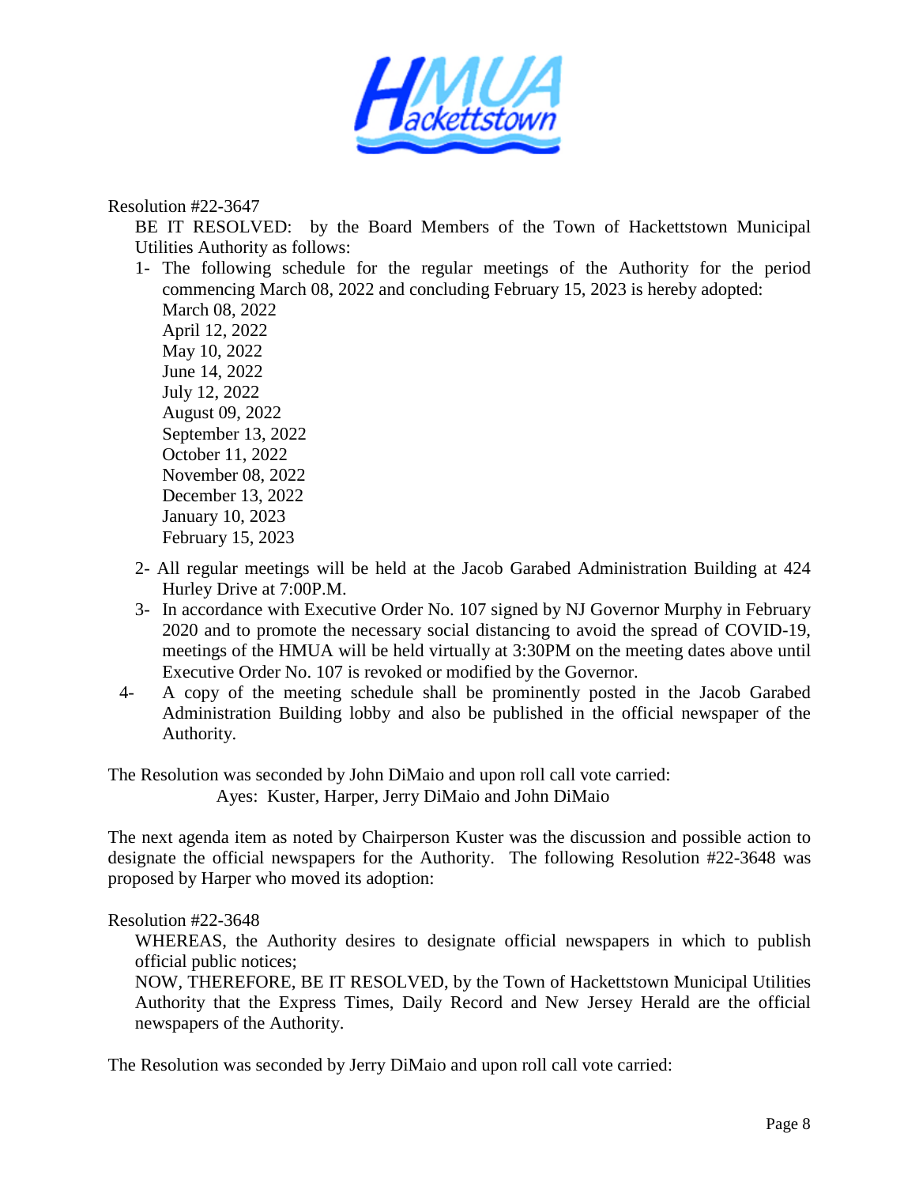Resolution #22-3647

BE IT RESOLVED: by the Board Members of the Town of Hackettstown Municipal Utilities Authority as follows:

1- The following schedule for the regular meetings of the Authority for the period commencing March 08, 2022 and concluding February 15, 2023 is hereby adopted:
   March 08, 2022
   April 12, 2022
   May 10, 2022
   June 14, 2022
   July 12, 2022
   August 09, 2022
   September 13, 2022
   October 11, 2022
   November 08, 2022
   December 13, 2022
   January 10, 2023
   February 15, 2023

2- All regular meetings will be held at the Jacob Garabed Administration Building at 424 Hurley Drive at 7:00P.M.

3- In accordance with Executive Order No. 107 signed by NJ Governor Murphy in February 2020 and to promote the necessary social distancing to avoid the spread of COVID-19, meetings of the HMUA will be held virtually at 3:30PM on the meeting dates above until Executive Order No. 107 is revoked or modified by the Governor.

4- A copy of the meeting schedule shall be prominently posted in the Jacob Garabed Administration Building lobby and also be published in the official newspaper of the Authority.

The Resolution was seconded by John DiMaio and upon roll call vote carried:
Ayes: Kuster, Harper, Jerry DiMaio and John DiMaio

The next agenda item as noted by Chairperson Kuster was the discussion and possible action to designate the official newspapers for the Authority. The following Resolution #22-3648 was proposed by Harper who moved its adoption:

Resolution #22-3648

WHEREAS, the Authority desires to designate official newspapers in which to publish official public notices;

NOW, THEREFORE, BE IT RESOLVED, by the Town of Hackettstown Municipal Utilities Authority that the Express Times, Daily Record and New Jersey Herald are the official newspapers of the Authority.

The Resolution was seconded by Jerry DiMaio and upon roll call vote carried: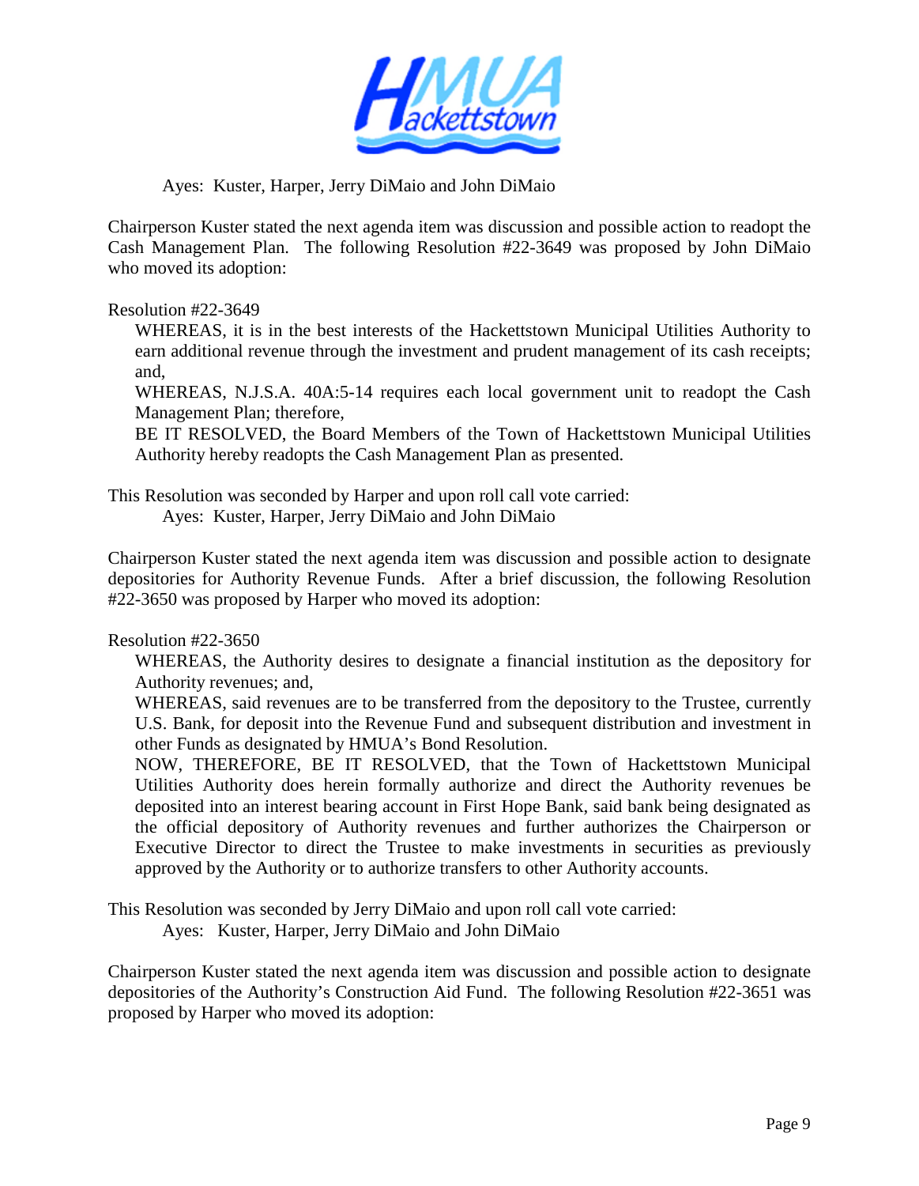Ayes: Kuster, Harper, Jerry DiMaio and John DiMaio

Chairperson Kuster stated the next agenda item was discussion and possible action to readopt the Cash Management Plan. The following Resolution #22-3649 was proposed by John DiMaio who moved its adoption:

Resolution #22-3649

WHEREAS, it is in the best interests of the Hackettstown Municipal Utilities Authority to earn additional revenue through the investment and prudent management of its cash receipts; and,

WHEREAS, N.J.S.A. 40A:5-14 requires each local government unit to readopt the Cash Management Plan; therefore,

BE IT RESOLVED, the Board Members of the Town of Hackettstown Municipal Utilities Authority hereby readopts the Cash Management Plan as presented.

This Resolution was seconded by Harper and upon roll call vote carried:

Ayes: Kuster, Harper, Jerry DiMaio and John DiMaio

Chairperson Kuster stated the next agenda item was discussion and possible action to designate depositories for Authority Revenue Funds. After a brief discussion, the following Resolution #22-3650 was proposed by Harper who moved its adoption:

Resolution #22-3650

WHEREAS, the Authority desires to designate a financial institution as the depository for Authority revenues; and,

WHEREAS, said revenues are to be transferred from the depository to the Trustee, currently U.S. Bank, for deposit into the Revenue Fund and subsequent distribution and investment in other Funds as designated by HMUA's Bond Resolution.

NOW, THEREFORE, BE IT RESOLVED, that the Town of Hackettstown Municipal Utilities Authority does herein formally authorize and direct the Authority revenues be deposited into an interest bearing account in First Hope Bank, said bank being designated as the official depository of Authority revenues and further authorizes the Chairperson or Executive Director to direct the Trustee to make investments in securities as previously approved by the Authority or to authorize transfers to other Authority accounts.

This Resolution was seconded by Jerry DiMaio and upon roll call vote carried:

Ayes: Kuster, Harper, Jerry DiMaio and John DiMaio

Chairperson Kuster stated the next agenda item was discussion and possible action to designate depositories of the Authority's Construction Aid Fund. The following Resolution #22-3651 was proposed by Harper who moved its adoption: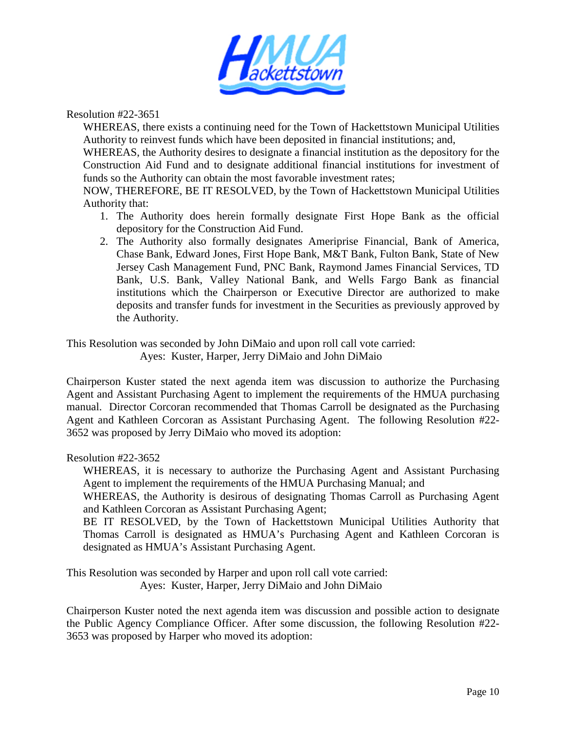Resolution #22-3651

WHEREAS, there exists a continuing need for the Town of Hackettstown Municipal Utilities Authority to reinvest funds which have been deposited in financial institutions; and,

WHEREAS, the Authority desires to designate a financial institution as the depository for the Construction Aid Fund and to designate additional financial institutions for investment of funds so the Authority can obtain the most favorable investment rates;

NOW, THEREFORE, BE IT RESOLVED, by the Town of Hackettstown Municipal Utilities Authority that:

1. The Authority does herein formally designate First Hope Bank as the official depository for the Construction Aid Fund.
2. The Authority also formally designates Ameriprise Financial, Bank of America, Chase Bank, Edward Jones, First Hope Bank, M&T Bank, Fulton Bank, State of New Jersey Cash Management Fund, PNC Bank, Raymond James Financial Services, TD Bank, U.S. Bank, Valley National Bank, and Wells Fargo Bank as financial institutions which the Chairperson or Executive Director are authorized to make deposits and transfer funds for investment in the Securities as previously approved by the Authority.

This Resolution was seconded by John DiMaio and upon roll call vote carried:

Ayes: Kuster, Harper, Jerry DiMaio and John DiMaio

Chairperson Kuster stated the next agenda item was discussion to authorize the Purchasing Agent and Assistant Purchasing Agent to implement the requirements of the HMUA purchasing manual. Director Corcoran recommended that Thomas Carroll be designated as the Purchasing Agent and Kathleen Corcoran as Assistant Purchasing Agent. The following Resolution #22-3652 was proposed by Jerry DiMaio who moved its adoption:

Resolution #22-3652

WHEREAS, it is necessary to authorize the Purchasing Agent and Assistant Purchasing Agent to implement the requirements of the HMUA Purchasing Manual; and

WHEREAS, the Authority is desirous of designating Thomas Carroll as Purchasing Agent and Kathleen Corcoran as Assistant Purchasing Agent;

BE IT RESOLVED, by the Town of Hackettstown Municipal Utilities Authority that Thomas Carroll is designated as HMUA's Purchasing Agent and Kathleen Corcoran is designated as HMUA's Assistant Purchasing Agent.

This Resolution was seconded by Harper and upon roll call vote carried:

Ayes: Kuster, Harper, Jerry DiMaio and John DiMaio

Chairperson Kuster noted the next agenda item was discussion and possible action to designate the Public Agency Compliance Officer. After some discussion, the following Resolution #22-3653 was proposed by Harper who moved its adoption: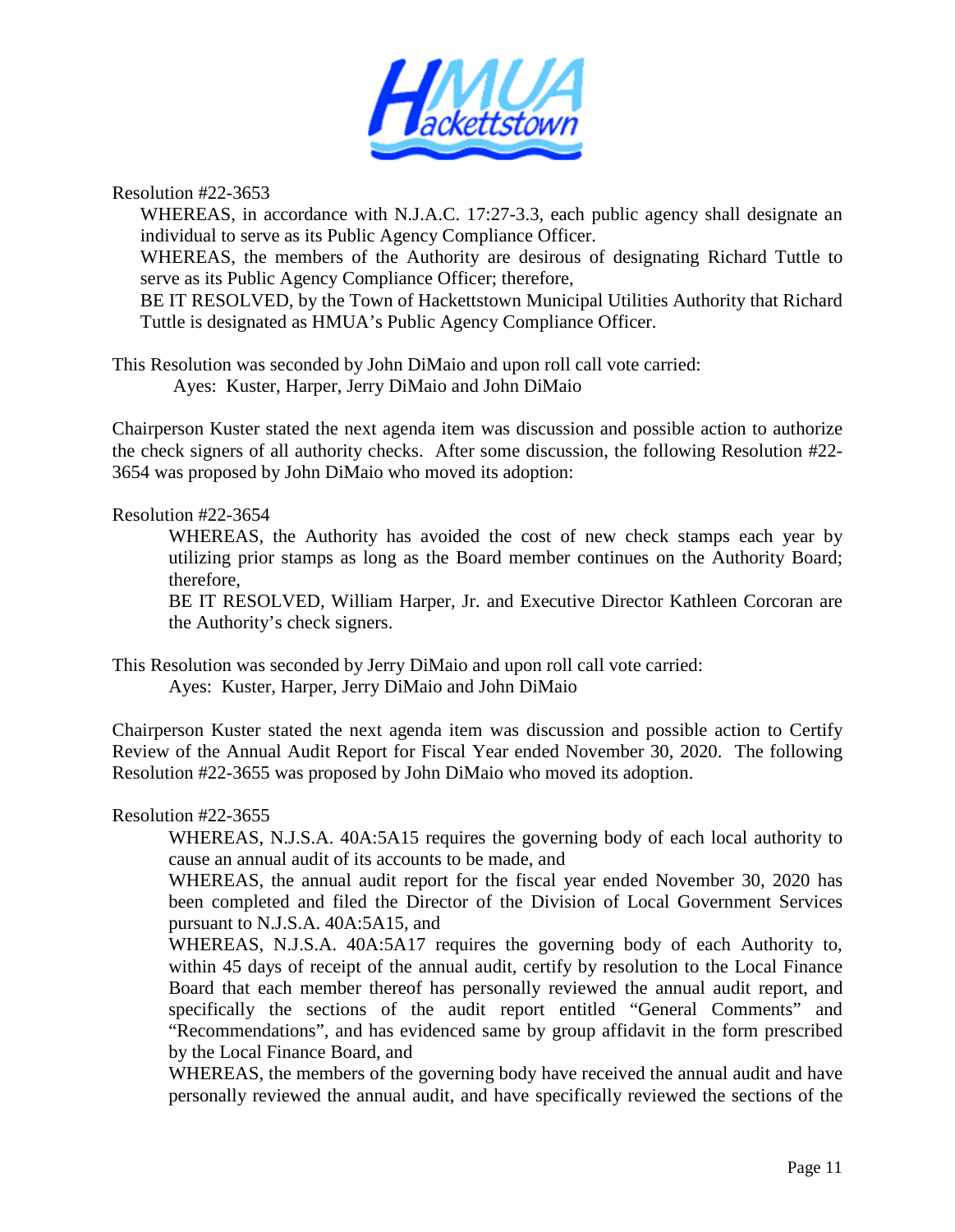Resolution #22-3653

WHEREAS, in accordance with N.J.A.C. 17:27-3.3, each public agency shall designate an individual to serve as its Public Agency Compliance Officer.

WHEREAS, the members of the Authority are desirous of designating Richard Tuttle to serve as its Public Agency Compliance Officer; therefore,

BE IT RESOLVED, by the Town of Hackettstown Municipal Utilities Authority that Richard Tuttle is designated as HMUA's Public Agency Compliance Officer.

This Resolution was seconded by John DiMaio and upon roll call vote carried:

Ayes: Kuster, Harper, Jerry DiMaio and John DiMaio

Chairperson Kuster stated the next agenda item was discussion and possible action to authorize the check signers of all authority checks. After some discussion, the following Resolution #22-3654 was proposed by John DiMaio who moved its adoption:

Resolution #22-3654

WHEREAS, the Authority has avoided the cost of new check stamps each year by utilizing prior stamps as long as the Board member continues on the Authority Board; therefore,

BE IT RESOLVED, William Harper, Jr. and Executive Director Kathleen Corcoran are the Authority's check signers.

This Resolution was seconded by Jerry DiMaio and upon roll call vote carried:

Ayes: Kuster, Harper, Jerry DiMaio and John DiMaio

Chairperson Kuster stated the next agenda item was discussion and possible action to Certify Review of the Annual Audit Report for Fiscal Year ended November 30, 2020. The following Resolution #22-3655 was proposed by John DiMaio who moved its adoption.

Resolution #22-3655

WHEREAS, N.J.S.A. 40A:5A15 requires the governing body of each local authority to cause an annual audit of its accounts to be made, and

WHEREAS, the annual audit report for the fiscal year ended November 30, 2020 has been completed and filed the Director of the Division of Local Government Services pursuant to N.J.S.A. 40A:5A15, and

WHEREAS, N.J.S.A. 40A:5A17 requires the governing body of each Authority to, within 45 days of receipt of the annual audit, certify by resolution to the Local Finance Board that each member thereof has personally reviewed the annual audit report, and specifically the sections of the audit report entitled "General Comments" and "Recommendations", and has evidenced same by group affidavit in the form prescribed by the Local Finance Board, and

WHEREAS, the members of the governing body have received the annual audit and have personally reviewed the annual audit, and have specifically reviewed the sections of the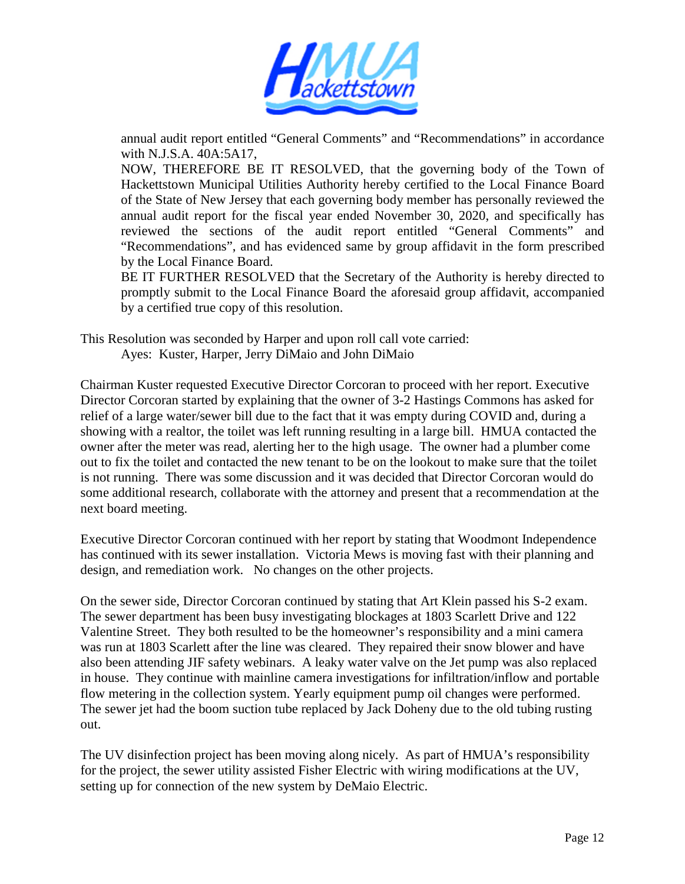annual audit report entitled "General Comments" and "Recommendations" in accordance with N.J.S.A. 40A:5A17,

NOW, THEREFORE BE IT RESOLVED, that the governing body of the Town of Hackettstown Municipal Utilities Authority hereby certified to the Local Finance Board of the State of New Jersey that each governing body member has personally reviewed the annual audit report for the fiscal year ended November 30, 2020, and specifically has reviewed the sections of the audit report entitled "General Comments" and "Recommendations", and has evidenced same by group affidavit in the form prescribed by the Local Finance Board.

BE IT FURTHER RESOLVED that the Secretary of the Authority is hereby directed to promptly submit to the Local Finance Board the aforesaid group affidavit, accompanied by a certified true copy of this resolution.

This Resolution was seconded by Harper and upon roll call vote carried:

Ayes: Kuster, Harper, Jerry DiMaio and John DiMaio

Chairman Kuster requested Executive Director Corcoran to proceed with her report. Executive Director Corcoran started by explaining that the owner of 3-2 Hastings Commons has asked for relief of a large water/sewer bill due to the fact that it was empty during COVID and, during a showing with a realtor, the toilet was left running resulting in a large bill. HMUA contacted the owner after the meter was read, alerting her to the high usage. The owner had a plumber come out to fix the toilet and contacted the new tenant to be on the lookout to make sure that the toilet is not running. There was some discussion and it was decided that Director Corcoran would do some additional research, collaborate with the attorney and present that a recommendation at the next board meeting.

Executive Director Corcoran continued with her report by stating that Woodmont Independence has continued with its sewer installation. Victoria Mews is moving fast with their planning and design, and remediation work. No changes on the other projects.

On the sewer side, Director Corcoran continued by stating that Art Klein passed his S-2 exam. The sewer department has been busy investigating blockages at 1803 Scarlett Drive and 122 Valentine Street. They both resulted to be the homeowner's responsibility and a mini camera was run at 1803 Scarlett after the line was cleared. They repaired their snow blower and have also been attending JIF safety webinars. A leaky water valve on the Jet pump was also replaced in house. They continue with mainline camera investigations for infiltration/inflow and portable flow metering in the collection system. Yearly equipment pump oil changes were performed. The sewer jet had the boom suction tube replaced by Jack Doheny due to the old tubing rusting out.

The UV disinfection project has been moving along nicely. As part of HMUA's responsibility for the project, the sewer utility assisted Fisher Electric with wiring modifications at the UV, setting up for connection of the new system by DeMaio Electric.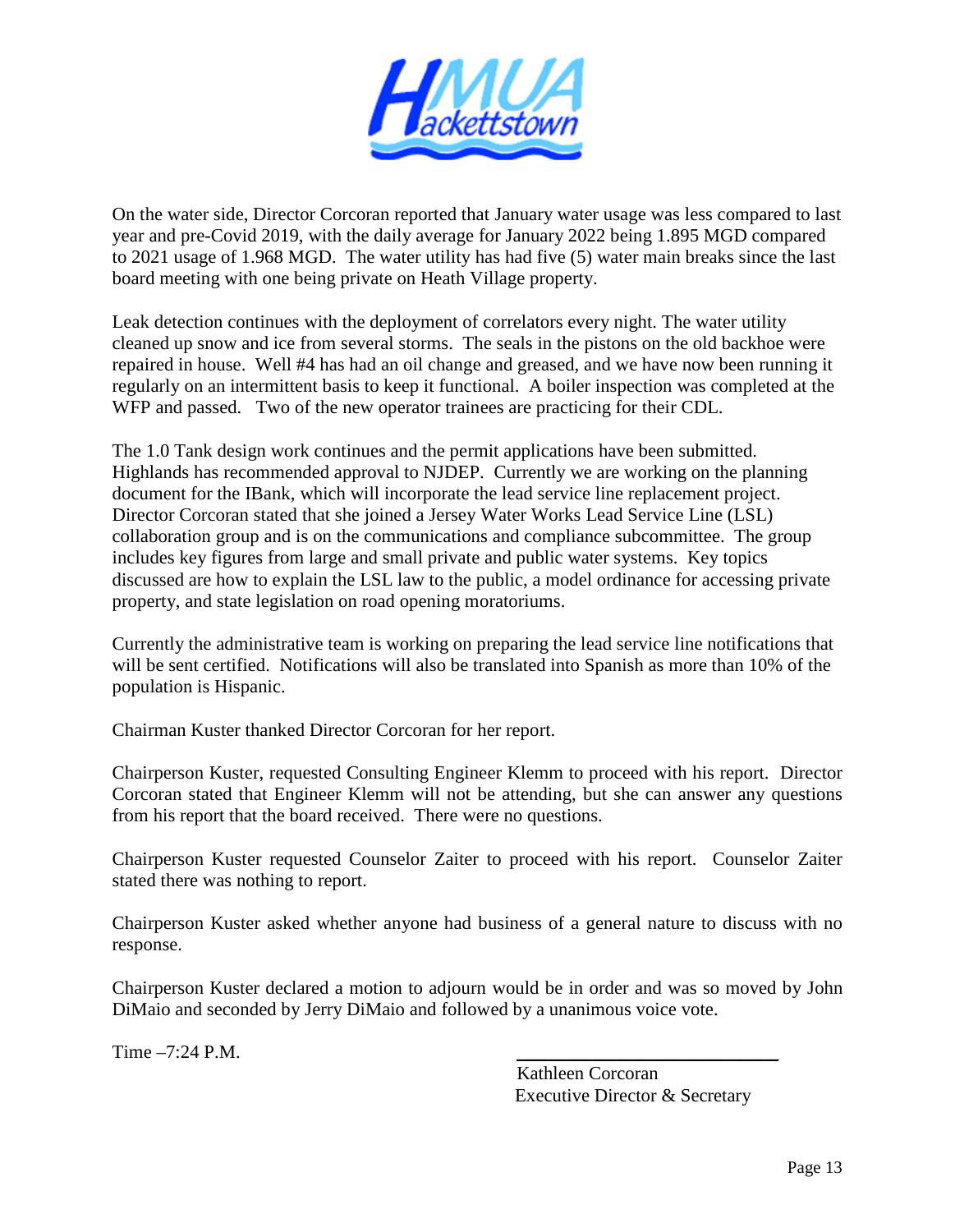On the water side, Director Corcoran reported that January water usage was less compared to last year and pre-Covid 2019, with the daily average for January 2022 being 1.895 MGD compared to 2021 usage of 1.968 MGD. The water utility has had five (5) water main breaks since the last board meeting with one being private on Heath Village property.

Leak detection continues with the deployment of correlators every night. The water utility cleaned up snow and ice from several storms. The seals in the pistons on the old backhoe were repaired in house. Well #4 has had an oil change and greased, and we have now been running it regularly on an intermittent basis to keep it functional. A boiler inspection was completed at the WFP and passed. Two of the new operator trainees are practicing for their CDL.

The 1.0 Tank design work continues and the permit applications have been submitted. Highlands has recommended approval to NJDEP. Currently we are working on the planning document for the IBank, which will incorporate the lead service line replacement project. Director Corcoran stated that she joined a Jersey Water Works Lead Service Line (LSL) collaboration group and is on the communications and compliance subcommittee. The group includes key figures from large and small private and public water systems. Key topics discussed are how to explain the LSL law to the public, a model ordinance for accessing private property, and state legislation on road opening moratoriums.

Currently the administrative team is working on preparing the lead service line notifications that will be sent certified. Notifications will also be translated into Spanish as more than 10% of the population is Hispanic.

Chairman Kuster thanked Director Corcoran for her report.

Chairperson Kuster, requested Consulting Engineer Klemm to proceed with his report. Director Corcoran stated that Engineer Klemm will not be attending, but she can answer any questions from his report that the board received. There were no questions.

Chairperson Kuster requested Counselor Zaiter to proceed with his report. Counselor Zaiter stated there was nothing to report.

Chairperson Kuster asked whether anyone had business of a general nature to discuss with no response.

Chairperson Kuster declared a motion to adjourn would be in order and was so moved by John DiMaio and seconded by Jerry DiMaio and followed by a unanimous voice vote.

Time –7:24 P.M.

Kathleen Corcoran
Executive Director & Secretary